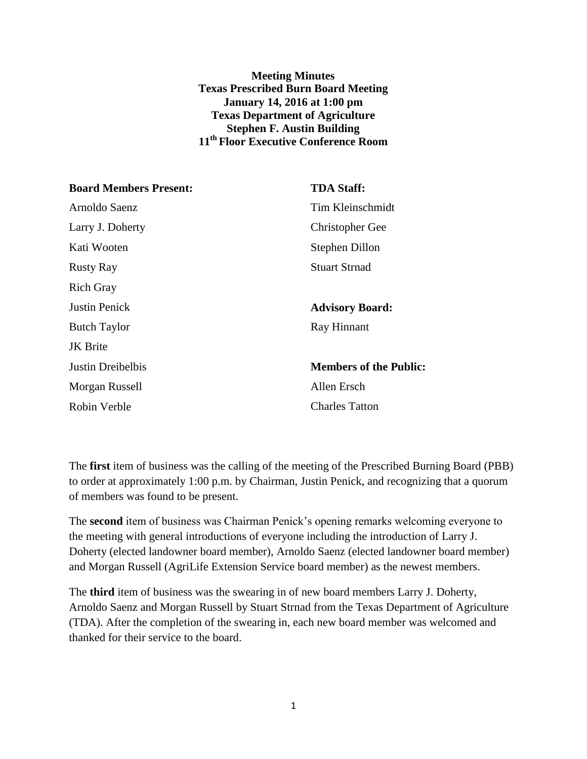**Meeting Minutes**
**Texas Prescribed Burn Board Meeting**
**January 14, 2016 at 1:00 pm**
**Texas Department of Agriculture**
**Stephen F. Austin Building**
**11th Floor Executive Conference Room**

**Board Members Present:**

Arnoldo Saenz
Larry J. Doherty
Kati Wooten
Rusty Ray
Rich Gray
Justin Penick
Butch Taylor
JK Brite
Justin Dreibelbis
Morgan Russell
Robin Verble

**TDA Staff:**

Tim Kleinschmidt
Christopher Gee
Stephen Dillon
Stuart Strnad

**Advisory Board:**

Ray Hinnant

**Members of the Public:**

Allen Ersch
Charles Tatton

The **first** item of business was the calling of the meeting of the Prescribed Burning Board (PBB) to order at approximately 1:00 p.m. by Chairman, Justin Penick, and recognizing that a quorum of members was found to be present.

The **second** item of business was Chairman Penick's opening remarks welcoming everyone to the meeting with general introductions of everyone including the introduction of Larry J. Doherty (elected landowner board member), Arnoldo Saenz (elected landowner board member) and Morgan Russell (AgriLife Extension Service board member) as the newest members.

The **third** item of business was the swearing in of new board members Larry J. Doherty, Arnoldo Saenz and Morgan Russell by Stuart Strnad from the Texas Department of Agriculture (TDA). After the completion of the swearing in, each new board member was welcomed and thanked for their service to the board.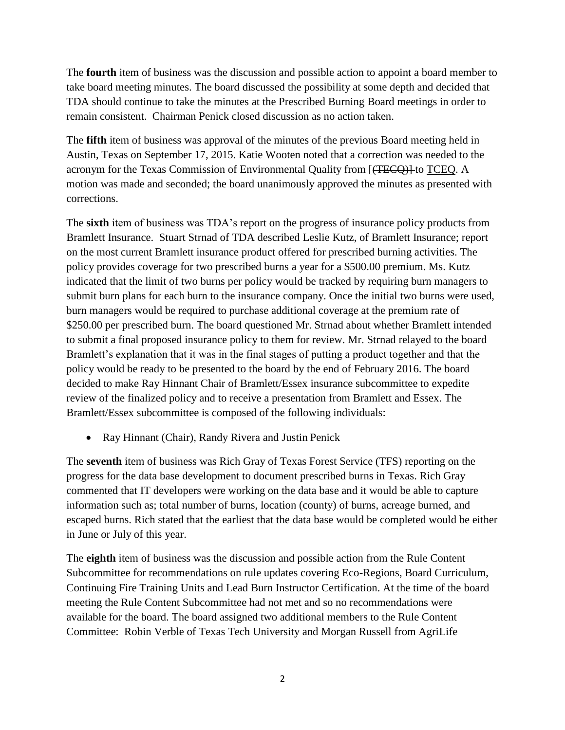The **fourth** item of business was the discussion and possible action to appoint a board member to take board meeting minutes. The board discussed the possibility at some depth and decided that TDA should continue to take the minutes at the Prescribed Burning Board meetings in order to remain consistent. Chairman Penick closed discussion as no action taken.

The **fifth** item of business was approval of the minutes of the previous Board meeting held in Austin, Texas on September 17, 2015. Katie Wooten noted that a correction was needed to the acronym for the Texas Commission of Environmental Quality from [~~(TECQ)~~] to <u>TCEQ</u>. A motion was made and seconded; the board unanimously approved the minutes as presented with corrections.

The **sixth** item of business was TDA's report on the progress of insurance policy products from Bramlett Insurance. Stuart Strnad of TDA described Leslie Kutz, of Bramlett Insurance; report on the most current Bramlett insurance product offered for prescribed burning activities. The policy provides coverage for two prescribed burns a year for a $500.00 premium. Ms. Kutz indicated that the limit of two burns per policy would be tracked by requiring burn managers to submit burn plans for each burn to the insurance company. Once the initial two burns were used, burn managers would be required to purchase additional coverage at the premium rate of $250.00 per prescribed burn. The board questioned Mr. Strnad about whether Bramlett intended to submit a final proposed insurance policy to them for review. Mr. Strnad relayed to the board Bramlett's explanation that it was in the final stages of putting a product together and that the policy would be ready to be presented to the board by the end of February 2016. The board decided to make Ray Hinnant Chair of Bramlett/Essex insurance subcommittee to expedite review of the finalized policy and to receive a presentation from Bramlett and Essex. The Bramlett/Essex subcommittee is composed of the following individuals:

- Ray Hinnant (Chair), Randy Rivera and Justin Penick

The **seventh** item of business was Rich Gray of Texas Forest Service (TFS) reporting on the progress for the data base development to document prescribed burns in Texas. Rich Gray commented that IT developers were working on the data base and it would be able to capture information such as; total number of burns, location (county) of burns, acreage burned, and escaped burns. Rich stated that the earliest that the data base would be completed would be either in June or July of this year.

The **eighth** item of business was the discussion and possible action from the Rule Content Subcommittee for recommendations on rule updates covering Eco-Regions, Board Curriculum, Continuing Fire Training Units and Lead Burn Instructor Certification. At the time of the board meeting the Rule Content Subcommittee had not met and so no recommendations were available for the board. The board assigned two additional members to the Rule Content Committee: Robin Verble of Texas Tech University and Morgan Russell from AgriLife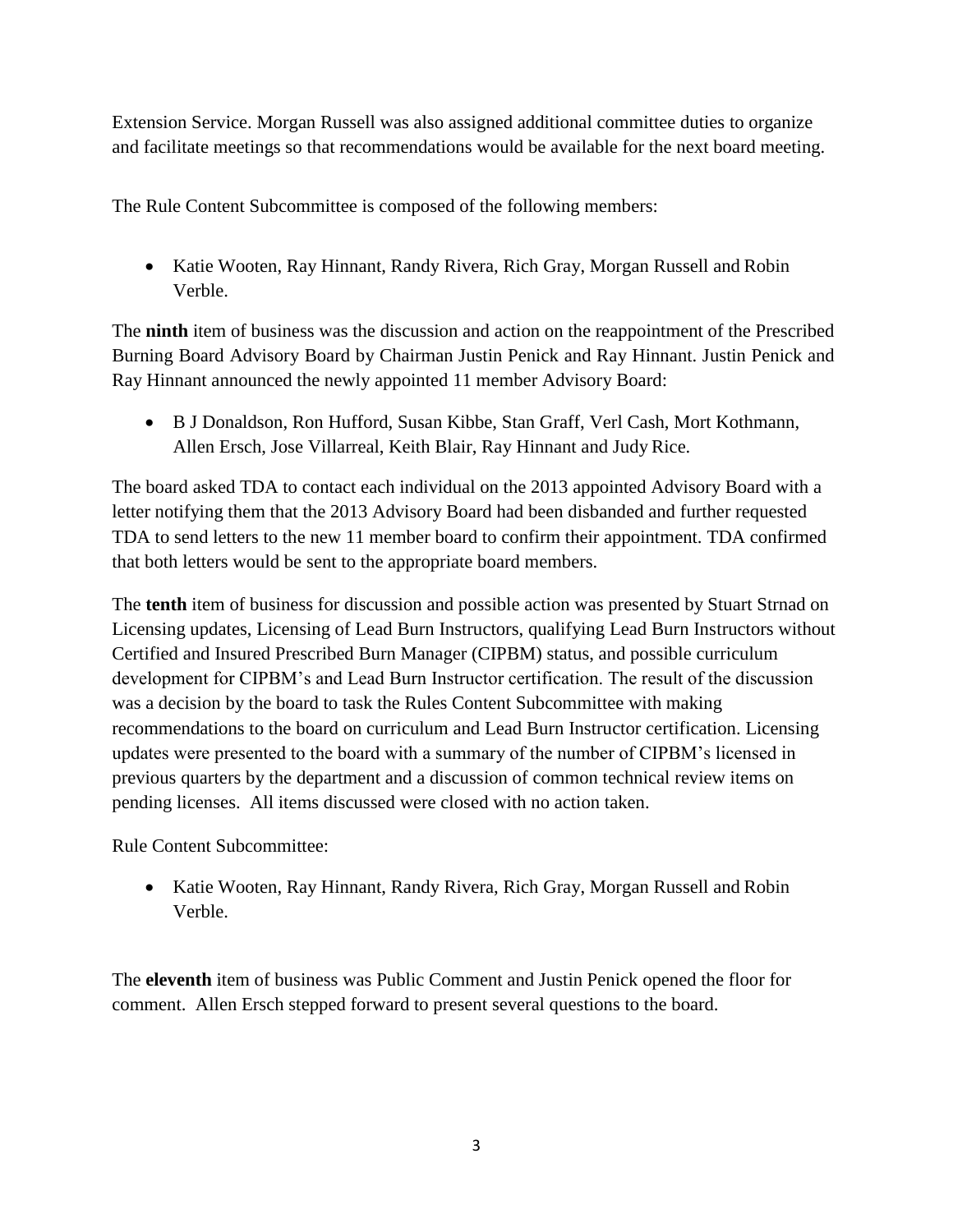Extension Service. Morgan Russell was also assigned additional committee duties to organize and facilitate meetings so that recommendations would be available for the next board meeting.

The Rule Content Subcommittee is composed of the following members:

- Katie Wooten, Ray Hinnant, Randy Rivera, Rich Gray, Morgan Russell and Robin Verble.

The **ninth** item of business was the discussion and action on the reappointment of the Prescribed Burning Board Advisory Board by Chairman Justin Penick and Ray Hinnant. Justin Penick and Ray Hinnant announced the newly appointed 11 member Advisory Board:

- B J Donaldson, Ron Hufford, Susan Kibbe, Stan Graff, Verl Cash, Mort Kothmann, Allen Ersch, Jose Villarreal, Keith Blair, Ray Hinnant and Judy Rice.

The board asked TDA to contact each individual on the 2013 appointed Advisory Board with a letter notifying them that the 2013 Advisory Board had been disbanded and further requested TDA to send letters to the new 11 member board to confirm their appointment. TDA confirmed that both letters would be sent to the appropriate board members.

The **tenth** item of business for discussion and possible action was presented by Stuart Strnad on Licensing updates, Licensing of Lead Burn Instructors, qualifying Lead Burn Instructors without Certified and Insured Prescribed Burn Manager (CIPBM) status, and possible curriculum development for CIPBM's and Lead Burn Instructor certification. The result of the discussion was a decision by the board to task the Rules Content Subcommittee with making recommendations to the board on curriculum and Lead Burn Instructor certification. Licensing updates were presented to the board with a summary of the number of CIPBM's licensed in previous quarters by the department and a discussion of common technical review items on pending licenses. All items discussed were closed with no action taken.

Rule Content Subcommittee:

- Katie Wooten, Ray Hinnant, Randy Rivera, Rich Gray, Morgan Russell and Robin Verble.

The **eleventh** item of business was Public Comment and Justin Penick opened the floor for comment. Allen Ersch stepped forward to present several questions to the board.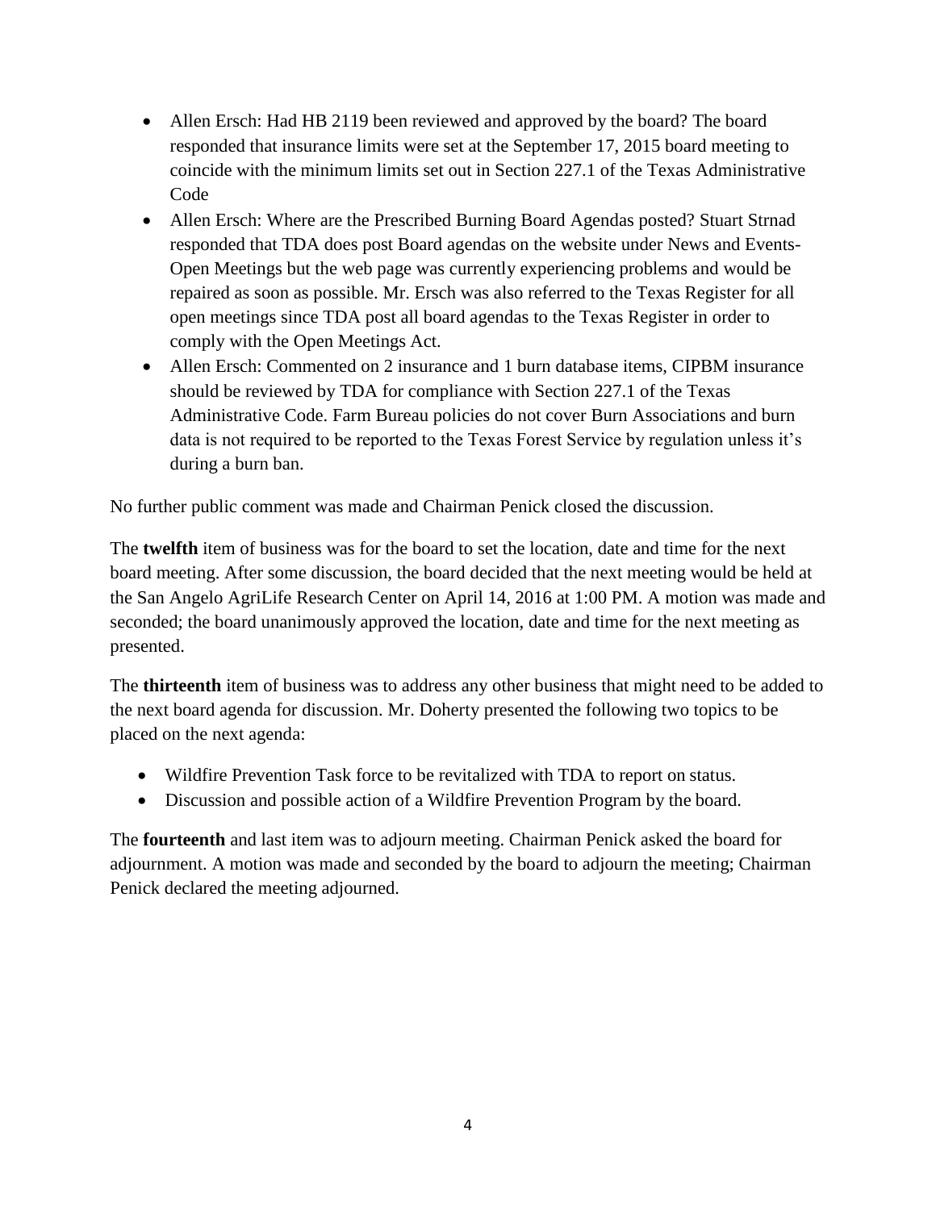- Allen Ersch: Had HB 2119 been reviewed and approved by the board? The board responded that insurance limits were set at the September 17, 2015 board meeting to coincide with the minimum limits set out in Section 227.1 of the Texas Administrative Code
- Allen Ersch: Where are the Prescribed Burning Board Agendas posted? Stuart Strnad responded that TDA does post Board agendas on the website under News and Events-Open Meetings but the web page was currently experiencing problems and would be repaired as soon as possible. Mr. Ersch was also referred to the Texas Register for all open meetings since TDA post all board agendas to the Texas Register in order to comply with the Open Meetings Act.
- Allen Ersch: Commented on 2 insurance and 1 burn database items, CIPBM insurance should be reviewed by TDA for compliance with Section 227.1 of the Texas Administrative Code. Farm Bureau policies do not cover Burn Associations and burn data is not required to be reported to the Texas Forest Service by regulation unless it's during a burn ban.

No further public comment was made and Chairman Penick closed the discussion.

The **twelfth** item of business was for the board to set the location, date and time for the next board meeting. After some discussion, the board decided that the next meeting would be held at the San Angelo AgriLife Research Center on April 14, 2016 at 1:00 PM. A motion was made and seconded; the board unanimously approved the location, date and time for the next meeting as presented.

The **thirteenth** item of business was to address any other business that might need to be added to the next board agenda for discussion. Mr. Doherty presented the following two topics to be placed on the next agenda:

- Wildfire Prevention Task force to be revitalized with TDA to report on status.
- Discussion and possible action of a Wildfire Prevention Program by the board.

The **fourteenth** and last item was to adjourn meeting. Chairman Penick asked the board for adjournment. A motion was made and seconded by the board to adjourn the meeting; Chairman Penick declared the meeting adjourned.